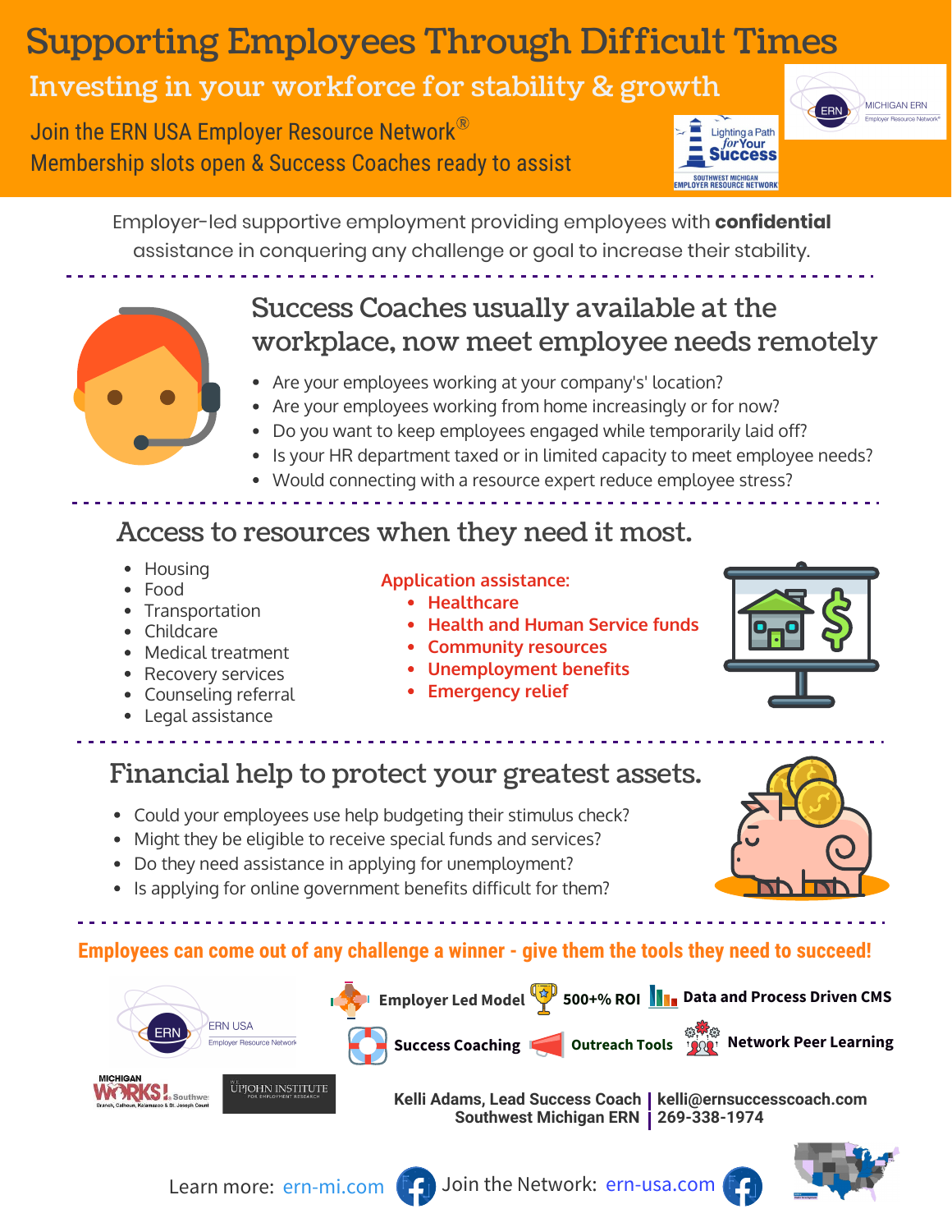# Supporting Employees Through Difficult Times

## Investing in your workforce for stability & growth

Join the ERN USA Employer Resource Network®
Membership slots open & Success Coaches ready to assist

MICHIGAN ERN Employer Resource Network®

Lighting a Path for Your Success — SOUTHWEST MICHIGAN EMPLOYER RESOURCE NETWORK

Employer-led supportive employment providing employees with **confidential** assistance in conquering any challenge or goal to increase their stability.

## Success Coaches usually available at the workplace, now meet employee needs remotely

- Are your employees working at your company's' location?
- Are your employees working from home increasingly or for now?
- Do you want to keep employees engaged while temporarily laid off?
- Is your HR department taxed or in limited capacity to meet employee needs?
- Would connecting with a resource expert reduce employee stress?

## Access to resources when they need it most.

- Housing
- Food
- Transportation
- Childcare
- Medical treatment
- Recovery services
- Counseling referral
- Legal assistance

**Application assistance:**

- **Healthcare**
- **Health and Human Service funds**
- **Community resources**
- **Unemployment benefits**
- **Emergency relief**

## Financial help to protect your greatest assets.

- Could your employees use help budgeting their stimulus check?
- Might they be eligible to receive special funds and services?
- Do they need assistance in applying for unemployment?
- Is applying for online government benefits difficult for them?

**Employees can come out of any challenge a winner - give them the tools they need to succeed!**

ERN USA Employer Resource Network

**Employer Led Model** | **500+% ROI** | **Data and Process Driven CMS**

**Success Coaching** | **Outreach Tools** | **Network Peer Learning**

MICHIGAN WORKS! Southwest — Branch, Calhoun, Kalamazoo & St. Joseph Counties

UPJOHN INSTITUTE FOR EMPLOYMENT RESEARCH

**Kelli Adams, Lead Success Coach** | **kelli@ernsuccesscoach.com**
**Southwest Michigan ERN** | **269-338-1974**

Learn more: ern-mi.com    Join the Network: ern-usa.com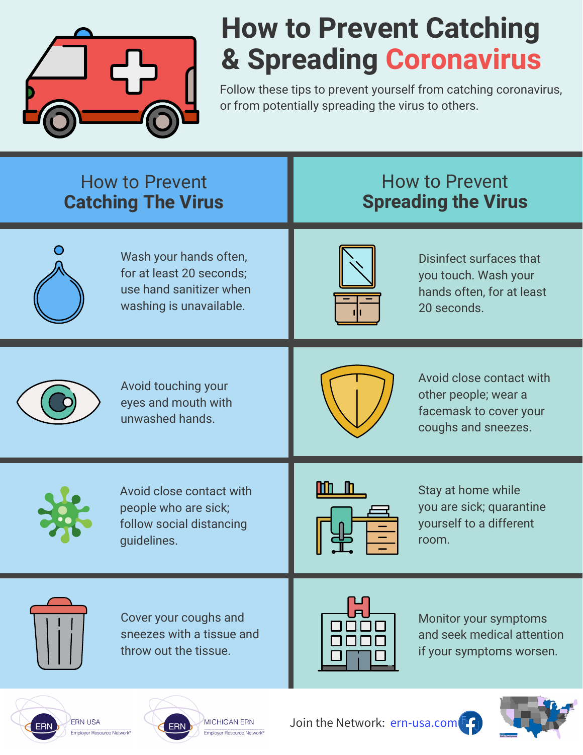# How to Prevent Catching & Spreading Coronavirus

Follow these tips to prevent yourself from catching coronavirus, or from potentially spreading the virus to others.

## How to Prevent Catching The Virus

- Wash your hands often, for at least 20 seconds; use hand sanitizer when washing is unavailable.
- Avoid touching your eyes and mouth with unwashed hands.
- Avoid close contact with people who are sick; follow social distancing guidelines.
- Cover your coughs and sneezes with a tissue and throw out the tissue.

## How to Prevent Spreading the Virus

- Disinfect surfaces that you touch. Wash your hands often, for at least 20 seconds.
- Avoid close contact with other people; wear a facemask to cover your coughs and sneezes.
- Stay at home while you are sick; quarantine yourself to a different room.
- Monitor your symptoms and seek medical attention if your symptoms worsen.

ERN USA Employer Resource Network®

MICHIGAN ERN Employer Resource Network®

Join the Network: ern-usa.com